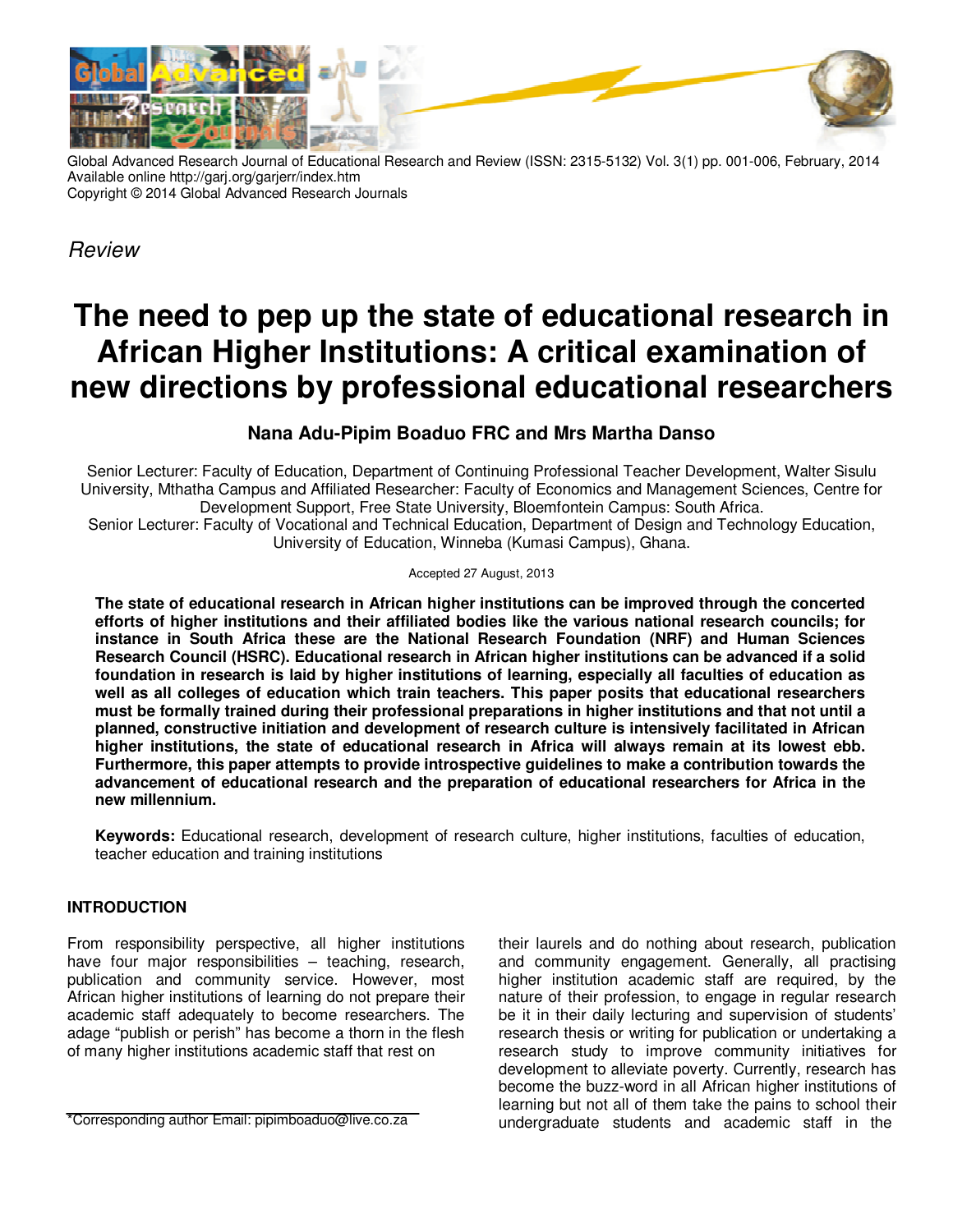Global Advanced Research Journal of Educational Research and Review (ISSN: 2315-5132) Vol. 3(1) pp. 001-006, February, 2014
Available online http://garj.org/garjerr/index.htm
Copyright © 2014 Global Advanced Research Journals

*Review*

# The need to pep up the state of educational research in African Higher Institutions: A critical examination of new directions by professional educational researchers

**Nana Adu-Pipim Boaduo FRC and Mrs Martha Danso**

Senior Lecturer: Faculty of Education, Department of Continuing Professional Teacher Development, Walter Sisulu University, Mthatha Campus and Affiliated Researcher: Faculty of Economics and Management Sciences, Centre for Development Support, Free State University, Bloemfontein Campus: South Africa.
Senior Lecturer: Faculty of Vocational and Technical Education, Department of Design and Technology Education, University of Education, Winneba (Kumasi Campus), Ghana.

Accepted 27 August, 2013

**The state of educational research in African higher institutions can be improved through the concerted efforts of higher institutions and their affiliated bodies like the various national research councils; for instance in South Africa these are the National Research Foundation (NRF) and Human Sciences Research Council (HSRC). Educational research in African higher institutions can be advanced if a solid foundation in research is laid by higher institutions of learning, especially all faculties of education as well as all colleges of education which train teachers. This paper posits that educational researchers must be formally trained during their professional preparations in higher institutions and that not until a planned, constructive initiation and development of research culture is intensively facilitated in African higher institutions, the state of educational research in Africa will always remain at its lowest ebb. Furthermore, this paper attempts to provide introspective guidelines to make a contribution towards the advancement of educational research and the preparation of educational researchers for Africa in the new millennium.**

**Keywords:** Educational research, development of research culture, higher institutions, faculties of education, teacher education and training institutions

## INTRODUCTION

From responsibility perspective, all higher institutions have four major responsibilities – teaching, research, publication and community service. However, most African higher institutions of learning do not prepare their academic staff adequately to become researchers. The adage "publish or perish" has become a thorn in the flesh of many higher institutions academic staff that rest on their laurels and do nothing about research, publication and community engagement. Generally, all practising higher institution academic staff are required, by the nature of their profession, to engage in regular research be it in their daily lecturing and supervision of students' research thesis or writing for publication or undertaking a research study to improve community initiatives for development to alleviate poverty. Currently, research has become the buzz-word in all African higher institutions of learning but not all of them take the pains to school their undergraduate students and academic staff in the

*Corresponding author Email: pipimboaduo@live.co.za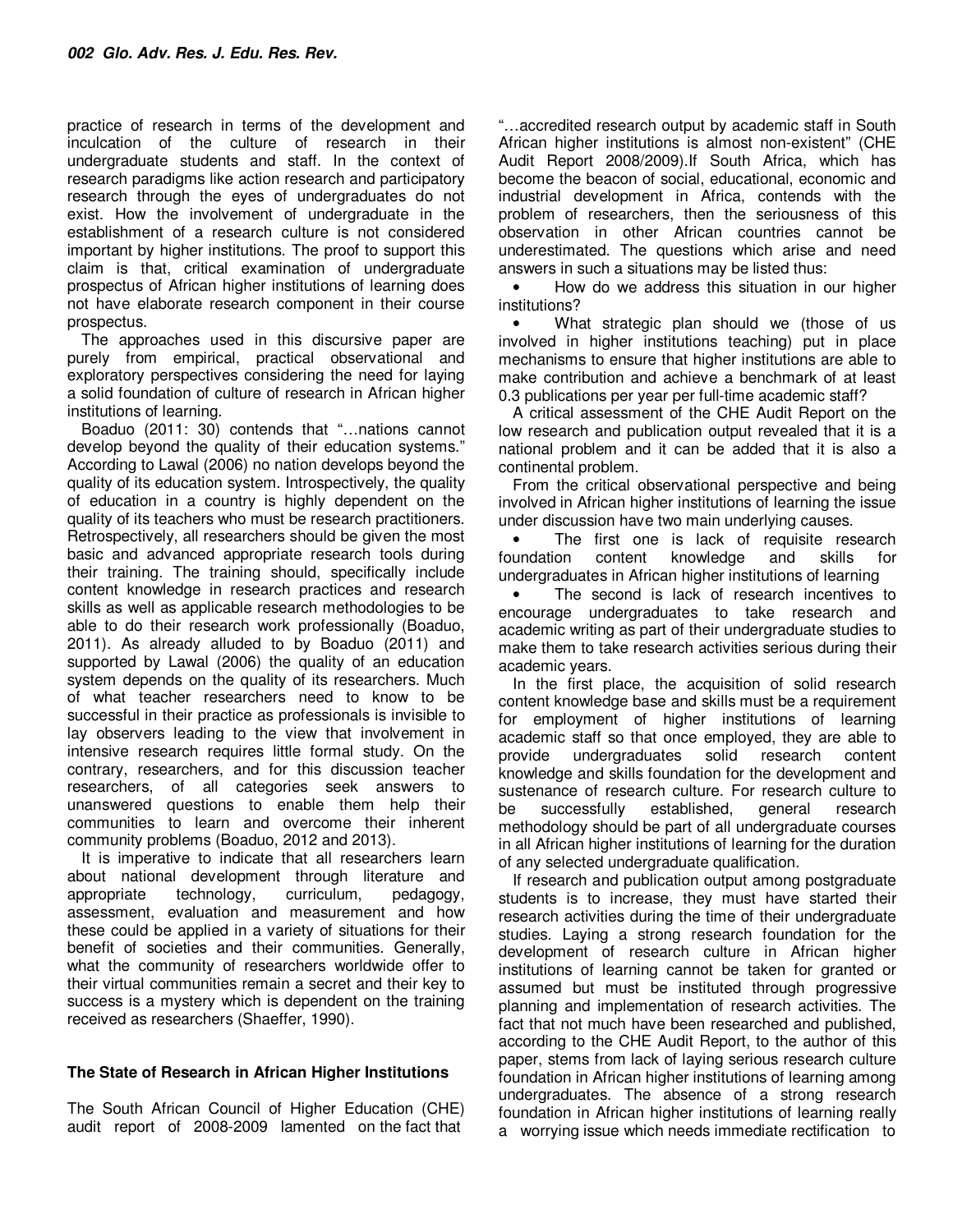practice of research in terms of the development and inculcation of the culture of research in their undergraduate students and staff. In the context of research paradigms like action research and participatory research through the eyes of undergraduates do not exist. How the involvement of undergraduate in the establishment of a research culture is not considered important by higher institutions. The proof to support this claim is that, critical examination of undergraduate prospectus of African higher institutions of learning does not have elaborate research component in their course prospectus.

The approaches used in this discursive paper are purely from empirical, practical observational and exploratory perspectives considering the need for laying a solid foundation of culture of research in African higher institutions of learning.

Boaduo (2011: 30) contends that "…nations cannot develop beyond the quality of their education systems." According to Lawal (2006) no nation develops beyond the quality of its education system. Introspectively, the quality of education in a country is highly dependent on the quality of its teachers who must be research practitioners. Retrospectively, all researchers should be given the most basic and advanced appropriate research tools during their training. The training should, specifically include content knowledge in research practices and research skills as well as applicable research methodologies to be able to do their research work professionally (Boaduo, 2011). As already alluded to by Boaduo (2011) and supported by Lawal (2006) the quality of an education system depends on the quality of its researchers. Much of what teacher researchers need to know to be successful in their practice as professionals is invisible to lay observers leading to the view that involvement in intensive research requires little formal study. On the contrary, researchers, and for this discussion teacher researchers, of all categories seek answers to unanswered questions to enable them help their communities to learn and overcome their inherent community problems (Boaduo, 2012 and 2013).

It is imperative to indicate that all researchers learn about national development through literature and appropriate technology, curriculum, pedagogy, assessment, evaluation and measurement and how these could be applied in a variety of situations for their benefit of societies and their communities. Generally, what the community of researchers worldwide offer to their virtual communities remain a secret and their key to success is a mystery which is dependent on the training received as researchers (Shaeffer, 1990).

### The State of Research in African Higher Institutions

The South African Council of Higher Education (CHE) audit report of 2008-2009 lamented on the fact that "…accredited research output by academic staff in South African higher institutions is almost non-existent" (CHE Audit Report 2008/2009).If South Africa, which has become the beacon of social, educational, economic and industrial development in Africa, contends with the problem of researchers, then the seriousness of this observation in other African countries cannot be underestimated. The questions which arise and need answers in such a situations may be listed thus:

- How do we address this situation in our higher institutions?
- What strategic plan should we (those of us involved in higher institutions teaching) put in place mechanisms to ensure that higher institutions are able to make contribution and achieve a benchmark of at least 0.3 publications per year per full-time academic staff?

A critical assessment of the CHE Audit Report on the low research and publication output revealed that it is a national problem and it can be added that it is also a continental problem.

From the critical observational perspective and being involved in African higher institutions of learning the issue under discussion have two main underlying causes.

- The first one is lack of requisite research foundation content knowledge and skills for undergraduates in African higher institutions of learning
- The second is lack of research incentives to encourage undergraduates to take research and academic writing as part of their undergraduate studies to make them to take research activities serious during their academic years.

In the first place, the acquisition of solid research content knowledge base and skills must be a requirement for employment of higher institutions of learning academic staff so that once employed, they are able to provide undergraduates solid research content knowledge and skills foundation for the development and sustenance of research culture. For research culture to be successfully established, general research methodology should be part of all undergraduate courses in all African higher institutions of learning for the duration of any selected undergraduate qualification.

If research and publication output among postgraduate students is to increase, they must have started their research activities during the time of their undergraduate studies. Laying a strong research foundation for the development of research culture in African higher institutions of learning cannot be taken for granted or assumed but must be instituted through progressive planning and implementation of research activities. The fact that not much have been researched and published, according to the CHE Audit Report, to the author of this paper, stems from lack of laying serious research culture foundation in African higher institutions of learning among undergraduates. The absence of a strong research foundation in African higher institutions of learning really a worrying issue which needs immediate rectification to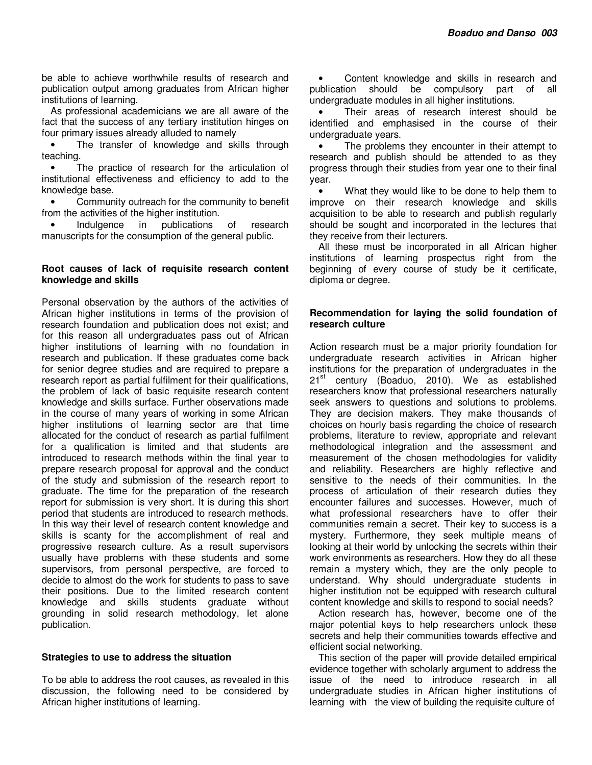be able to achieve worthwhile results of research and publication output among graduates from African higher institutions of learning.

As professional academicians we are all aware of the fact that the success of any tertiary institution hinges on four primary issues already alluded to namely

- The transfer of knowledge and skills through teaching.
- The practice of research for the articulation of institutional effectiveness and efficiency to add to the knowledge base.
- Community outreach for the community to benefit from the activities of the higher institution.
- Indulgence in publications of research manuscripts for the consumption of the general public.

### Root causes of lack of requisite research content knowledge and skills

Personal observation by the authors of the activities of African higher institutions in terms of the provision of research foundation and publication does not exist; and for this reason all undergraduates pass out of African higher institutions of learning with no foundation in research and publication. If these graduates come back for senior degree studies and are required to prepare a research report as partial fulfilment for their qualifications, the problem of lack of basic requisite research content knowledge and skills surface. Further observations made in the course of many years of working in some African higher institutions of learning sector are that time allocated for the conduct of research as partial fulfilment for a qualification is limited and that students are introduced to research methods within the final year to prepare research proposal for approval and the conduct of the study and submission of the research report to graduate. The time for the preparation of the research report for submission is very short. It is during this short period that students are introduced to research methods. In this way their level of research content knowledge and skills is scanty for the accomplishment of real and progressive research culture. As a result supervisors usually have problems with these students and some supervisors, from personal perspective, are forced to decide to almost do the work for students to pass to save their positions. Due to the limited research content knowledge and skills students graduate without grounding in solid research methodology, let alone publication.

### Strategies to use to address the situation

To be able to address the root causes, as revealed in this discussion, the following need to be considered by African higher institutions of learning.

- Content knowledge and skills in research and publication should be compulsory part of all undergraduate modules in all higher institutions.
- Their areas of research interest should be identified and emphasised in the course of their undergraduate years.
- The problems they encounter in their attempt to research and publish should be attended to as they progress through their studies from year one to their final year.
- What they would like to be done to help them to improve on their research knowledge and skills acquisition to be able to research and publish regularly should be sought and incorporated in the lectures that they receive from their lecturers.

All these must be incorporated in all African higher institutions of learning prospectus right from the beginning of every course of study be it certificate, diploma or degree.

### Recommendation for laying the solid foundation of research culture

Action research must be a major priority foundation for undergraduate research activities in African higher institutions for the preparation of undergraduates in the 21st century (Boaduo, 2010). We as established researchers know that professional researchers naturally seek answers to questions and solutions to problems. They are decision makers. They make thousands of choices on hourly basis regarding the choice of research problems, literature to review, appropriate and relevant methodological integration and the assessment and measurement of the chosen methodologies for validity and reliability. Researchers are highly reflective and sensitive to the needs of their communities. In the process of articulation of their research duties they encounter failures and successes. However, much of what professional researchers have to offer their communities remain a secret. Their key to success is a mystery. Furthermore, they seek multiple means of looking at their world by unlocking the secrets within their work environments as researchers. How they do all these remain a mystery which, they are the only people to understand. Why should undergraduate students in higher institution not be equipped with research cultural content knowledge and skills to respond to social needs?

Action research has, however, become one of the major potential keys to help researchers unlock these secrets and help their communities towards effective and efficient social networking.

This section of the paper will provide detailed empirical evidence together with scholarly argument to address the issue of the need to introduce research in all undergraduate studies in African higher institutions of learning with the view of building the requisite culture of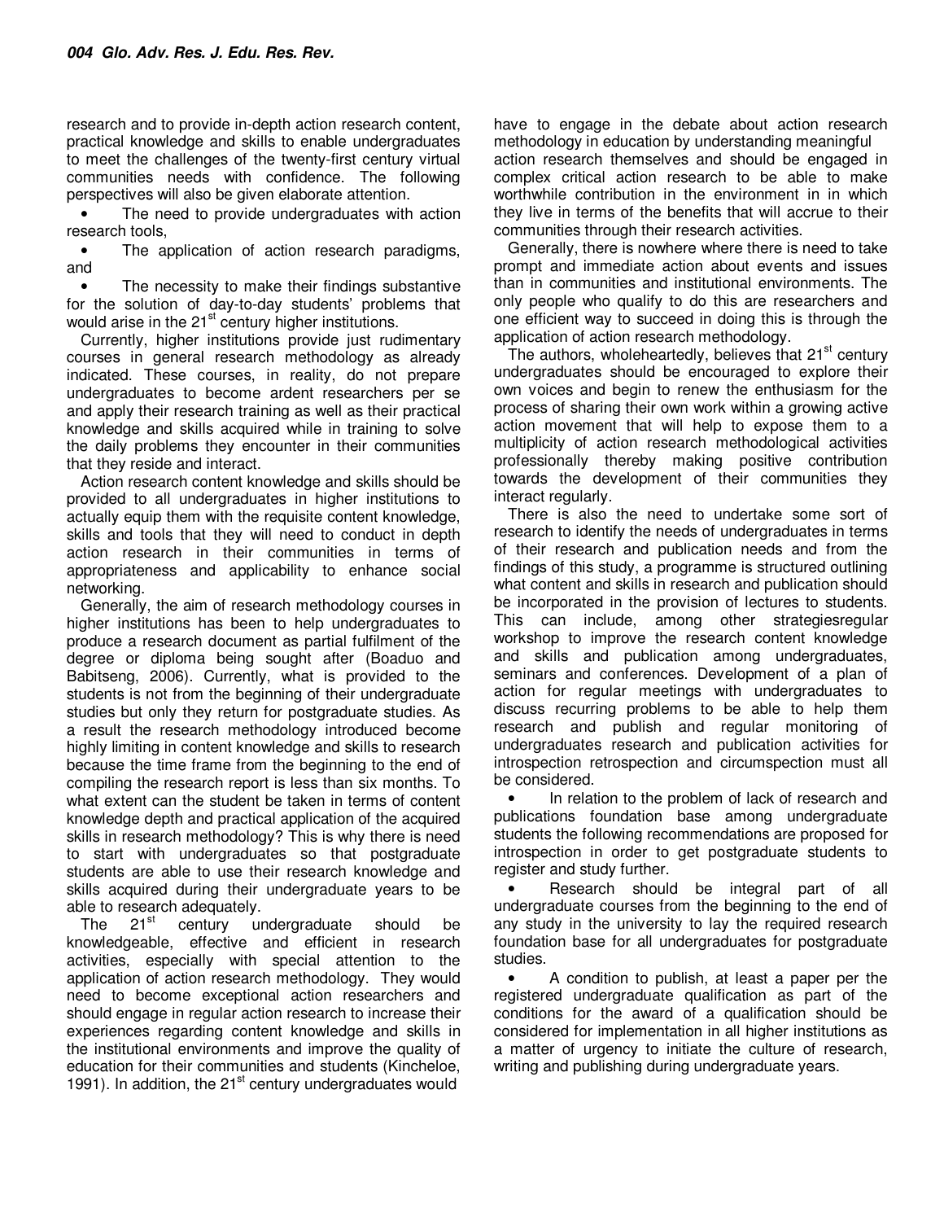research and to provide in-depth action research content, practical knowledge and skills to enable undergraduates to meet the challenges of the twenty-first century virtual communities needs with confidence. The following perspectives will also be given elaborate attention.

- The need to provide undergraduates with action research tools,
- The application of action research paradigms, and
- The necessity to make their findings substantive for the solution of day-to-day students' problems that would arise in the 21st century higher institutions.

Currently, higher institutions provide just rudimentary courses in general research methodology as already indicated. These courses, in reality, do not prepare undergraduates to become ardent researchers per se and apply their research training as well as their practical knowledge and skills acquired while in training to solve the daily problems they encounter in their communities that they reside and interact.

Action research content knowledge and skills should be provided to all undergraduates in higher institutions to actually equip them with the requisite content knowledge, skills and tools that they will need to conduct in depth action research in their communities in terms of appropriateness and applicability to enhance social networking.

Generally, the aim of research methodology courses in higher institutions has been to help undergraduates to produce a research document as partial fulfilment of the degree or diploma being sought after (Boaduo and Babitseng, 2006). Currently, what is provided to the students is not from the beginning of their undergraduate studies but only they return for postgraduate studies. As a result the research methodology introduced become highly limiting in content knowledge and skills to research because the time frame from the beginning to the end of compiling the research report is less than six months. To what extent can the student be taken in terms of content knowledge depth and practical application of the acquired skills in research methodology? This is why there is need to start with undergraduates so that postgraduate students are able to use their research knowledge and skills acquired during their undergraduate years to be able to research adequately.

The 21st century undergraduate should be knowledgeable, effective and efficient in research activities, especially with special attention to the application of action research methodology. They would need to become exceptional action researchers and should engage in regular action research to increase their experiences regarding content knowledge and skills in the institutional environments and improve the quality of education for their communities and students (Kincheloe, 1991). In addition, the 21st century undergraduates would have to engage in the debate about action research methodology in education by understanding meaningful action research themselves and should be engaged in complex critical action research to be able to make worthwhile contribution in the environment in in which they live in terms of the benefits that will accrue to their communities through their research activities.

Generally, there is nowhere where there is need to take prompt and immediate action about events and issues than in communities and institutional environments. The only people who qualify to do this are researchers and one efficient way to succeed in doing this is through the application of action research methodology.

The authors, wholeheartedly, believes that 21st century undergraduates should be encouraged to explore their own voices and begin to renew the enthusiasm for the process of sharing their own work within a growing active action movement that will help to expose them to a multiplicity of action research methodological activities professionally thereby making positive contribution towards the development of their communities they interact regularly.

There is also the need to undertake some sort of research to identify the needs of undergraduates in terms of their research and publication needs and from the findings of this study, a programme is structured outlining what content and skills in research and publication should be incorporated in the provision of lectures to students. This can include, among other strategiesregular workshop to improve the research content knowledge and skills and publication among undergraduates, seminars and conferences. Development of a plan of action for regular meetings with undergraduates to discuss recurring problems to be able to help them research and publish and regular monitoring of undergraduates research and publication activities for introspection retrospection and circumspection must all be considered.

- In relation to the problem of lack of research and publications foundation base among undergraduate students the following recommendations are proposed for introspection in order to get postgraduate students to register and study further.
- Research should be integral part of all undergraduate courses from the beginning to the end of any study in the university to lay the required research foundation base for all undergraduates for postgraduate studies.
- A condition to publish, at least a paper per the registered undergraduate qualification as part of the conditions for the award of a qualification should be considered for implementation in all higher institutions as a matter of urgency to initiate the culture of research, writing and publishing during undergraduate years.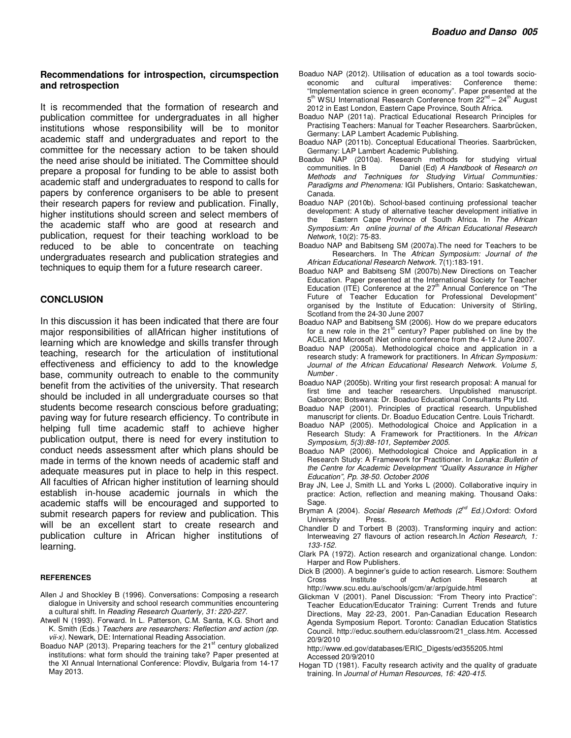**Recommendations for introspection, circumspection and retrospection**

It is recommended that the formation of research and publication committee for undergraduates in all higher institutions whose responsibility will be to monitor academic staff and undergraduates and report to the committee for the necessary action to be taken should the need arise should be initiated. The Committee should prepare a proposal for funding to be able to assist both academic staff and undergraduates to respond to calls for papers by conference organisers to be able to present their research papers for review and publication. Finally, higher institutions should screen and select members of the academic staff who are good at research and publication, request for their teaching workload to be reduced to be able to concentrate on teaching undergraduates research and publication strategies and techniques to equip them for a future research career.

## CONCLUSION

In this discussion it has been indicated that there are four major responsibilities of allAfrican higher institutions of learning which are knowledge and skills transfer through teaching, research for the articulation of institutional effectiveness and efficiency to add to the knowledge base, community outreach to enable to the community benefit from the activities of the university. That research should be included in all undergraduate courses so that students become research conscious before graduating; paving way for future research efficiency. To contribute in helping full time academic staff to achieve higher publication output, there is need for every institution to conduct needs assessment after which plans should be made in terms of the known needs of academic staff and adequate measures put in place to help in this respect. All faculties of African higher institution of learning should establish in-house academic journals in which the academic staffs will be encouraged and supported to submit research papers for review and publication. This will be an excellent start to create research and publication culture in African higher institutions of learning.

### REFERENCES

Allen J and Shockley B (1996). Conversations: Composing a research dialogue in University and school research communities encountering a cultural shift. In *Reading Research Quarterly, 31: 220-227.*

Atwell N (1993). Forward. In L. Patterson, C.M. Santa, K.G. Short and K. Smith (Eds.) *Teachers are researchers: Reflection and action (pp. vii-x).* Newark, DE: International Reading Association.

Boaduo NAP (2013). Preparing teachers for the 21st century globalized institutions: what form should the training take? Paper presented at the XI Annual International Conference: Plovdiv, Bulgaria from 14-17 May 2013.

Boaduo NAP (2012). Utilisation of education as a tool towards socio-economic and cultural imperatives: Conference theme: "Implementation science in green economy". Paper presented at the 5th WSU International Research Conference from 22nd – 24th August 2012 in East London, Eastern Cape Province, South Africa.

Boaduo NAP (2011a). Practical Educational Research Principles for Practising Teachers: Manual for Teacher Researchers. Saarbrücken, Germany: LAP Lambert Academic Publishing.

Boaduo NAP (2011b). Conceptual Educational Theories. Saarbrücken, Germany: LAP Lambert Academic Publishing.

Boaduo NAP (2010a). Research methods for studying virtual communities. In B Daniel (Ed) *A Handbook* of *Research on Methods and Techniques for Studying Virtual Communities: Paradigms and Phenomena:* IGI Publishers, Ontario: Saskatchewan, Canada.

Boaduo NAP (2010b). School-based continuing professional teacher development: A study of alternative teacher development initiative in the Eastern Cape Province of South Africa. In *The African Symposium: An online journal of the African Educational Research Network,* 10(2): 75-83.

Boaduo NAP and Babitseng SM (2007a).The need for Teachers to be Researchers. In The *African Symposium: Journal of the African Educational Research Network.* 7(1):183-191.

Boaduo NAP and Babitseng SM (2007b).New Directions on Teacher Education. Paper presented at the International Society for Teacher Education (ITE) Conference at the 27th Annual Conference on "The Future of Teacher Education for Professional Development" organised by the Institute of Education: University of Stirling, Scotland from the 24-30 June 2007

Boaduo NAP and Babitseng SM (2006). How do we prepare educators for a new role in the 21st century? Paper published on line by the ACEL and Microsoft iNet online conference from the 4-12 June 2007.

Boaduo NAP (2005a). Methodological choice and application in a research study: A framework for practitioners. In *African Symposium: Journal of the African Educational Research Network. Volume 5, Number .*

Boaduo NAP (2005b). Writing your first research proposal: A manual for first time and teacher researchers. Unpublished manuscript. Gaborone; Botswana: Dr. Boaduo Educational Consultants Pty Ltd.

Boaduo NAP (2001). Principles of practical research. Unpublished manuscript for clients. Dr. Boaduo Education Centre. Louis Trichardt.

Boaduo NAP (2005). Methodological Choice and Application in a Research Study: A Framework for Practitioners. In the *African Symposium, 5(3):88-101, September 2005.*

Boaduo NAP (2006). Methodological Choice and Application in a Research Study: A Framework for Practitioner. In *Lonaka: Bulletin of the Centre for Academic Development "Quality Assurance in Higher Education", Pp. 38-50. October 2006*

Bray JN, Lee J, Smith LL and Yorks L (2000). Collaborative inquiry in practice: Action, reflection and meaning making. Thousand Oaks: Sage.

Bryman A (2004). *Social Research Methods (2nd Ed.).*Oxford: Oxford University Press.

Chandler D and Torbert B (2003). Transforming inquiry and action: Interweaving 27 flavours of action research.In *Action Research, 1: 133-152.*

Clark PA (1972). Action research and organizational change. London: Harper and Row Publishers.

Dick B (2000). A beginner's guide to action research. Lismore: Southern Cross Institute of Action Research at http://www.scu.edu.au/schools/gcm/ar/arp/guide.html

Glickman V (2001). Panel Discussion: "From Theory into Practice": Teacher Education/Educator Training: Current Trends and future Directions, May 22-23, 2001. Pan-Canadian Education Research Agenda Symposium Report. Toronto: Canadian Education Statistics Council. http://educ.southern.edu/classroom/21_class.htm. Accessed 20/9/2010
http://www.ed.gov/databases/ERIC_Digests/ed355205.html Accessed 20/9/2010

Hogan TD (1981). Faculty research activity and the quality of graduate training. In *Journal of Human Resources, 16: 420-415.*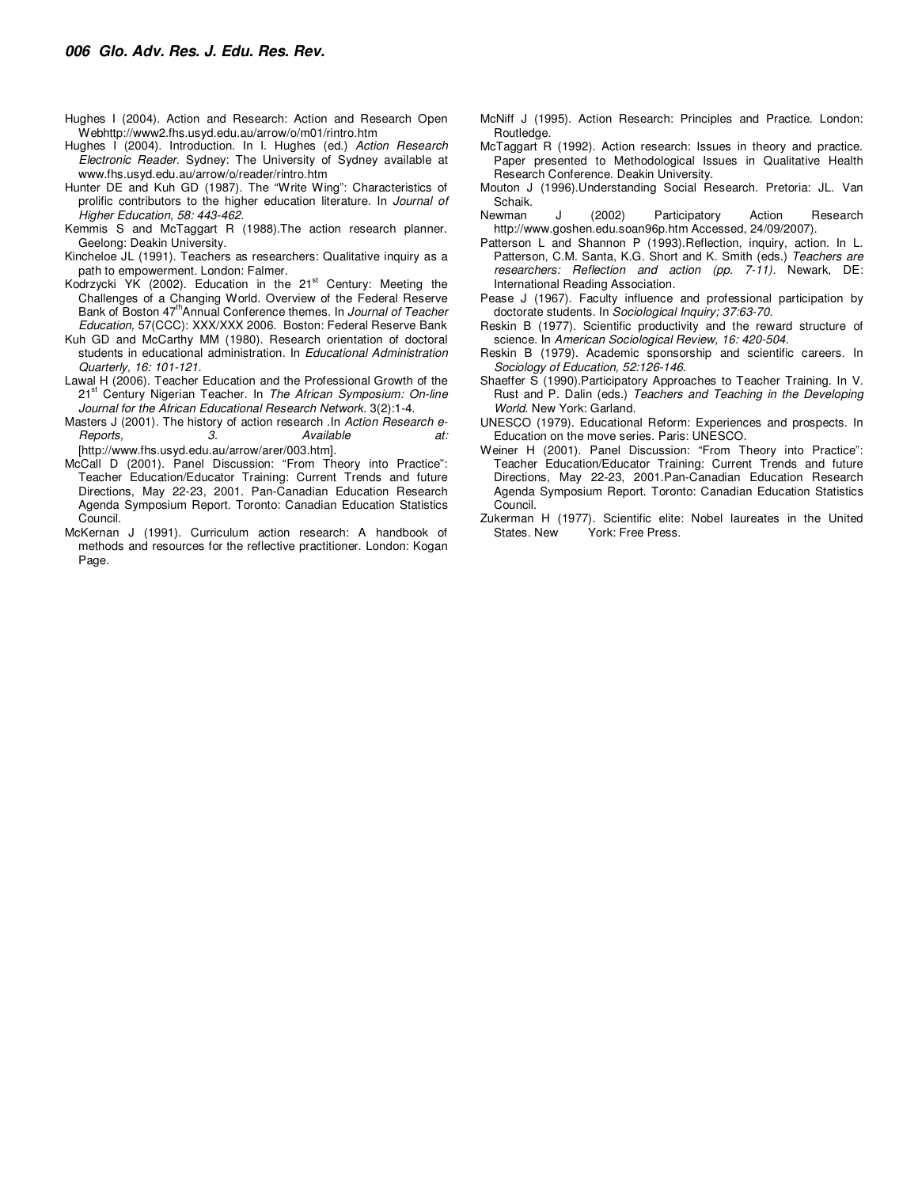Hughes I (2004). Action and Research: Action and Research Open Webhttp://www2.fhs.usyd.edu.au/arrow/o/m01/rintro.htm

Hughes I (2004). Introduction. In I. Hughes (ed.) *Action Research Electronic Reader*. Sydney: The University of Sydney available at www.fhs.usyd.edu.au/arrow/o/reader/rintro.htm

Hunter DE and Kuh GD (1987). The "Write Wing": Characteristics of prolific contributors to the higher education literature. In *Journal of Higher Education, 58: 443-462.*

Kemmis S and McTaggart R (1988).The action research planner. Geelong: Deakin University.

Kincheloe JL (1991). Teachers as researchers: Qualitative inquiry as a path to empowerment. London: Falmer.

Kodrzycki YK (2002). Education in the 21st Century: Meeting the Challenges of a Changing World. Overview of the Federal Reserve Bank of Boston 47thAnnual Conference themes. In *Journal of Teacher Education,* 57(CCC): XXX/XXX 2006. Boston: Federal Reserve Bank

Kuh GD and McCarthy MM (1980). Research orientation of doctoral students in educational administration. In *Educational Administration Quarterly, 16: 101-121.*

Lawal H (2006). Teacher Education and the Professional Growth of the 21st Century Nigerian Teacher. In *The African Symposium: On-line Journal for the African Educational Research Network.* 3(2):1-4.

Masters J (2001). The history of action research .In *Action Research e-Reports, 3.* Available at: [http://www.fhs.usyd.edu.au/arrow/arer/003.htm].

McCall D (2001). Panel Discussion: "From Theory into Practice": Teacher Education/Educator Training: Current Trends and future Directions, May 22-23, 2001. Pan-Canadian Education Research Agenda Symposium Report. Toronto: Canadian Education Statistics Council.

McKernan J (1991). Curriculum action research: A handbook of methods and resources for the reflective practitioner. London: Kogan Page.

McNiff J (1995). Action Research: Principles and Practice. London: Routledge.

McTaggart R (1992). Action research: Issues in theory and practice. Paper presented to Methodological Issues in Qualitative Health Research Conference. Deakin University.

Mouton J (1996).Understanding Social Research. Pretoria: JL. Van Schaik.

Newman J (2002) Participatory Action Research http://www.goshen.edu.soan96p.htm Accessed, 24/09/2007).

Patterson L and Shannon P (1993).Reflection, inquiry, action. In L. Patterson, C.M. Santa, K.G. Short and K. Smith (eds.) *Teachers are researchers: Reflection and action (pp. 7-11).* Newark, DE: International Reading Association.

Pease J (1967). Faculty influence and professional participation by doctorate students. In *Sociological Inquiry; 37:63-70.*

Reskin B (1977). Scientific productivity and the reward structure of science. In *American Sociological Review, 16: 420-504.*

Reskin B (1979). Academic sponsorship and scientific careers. In *Sociology of Education, 52:126-146.*

Shaeffer S (1990).Participatory Approaches to Teacher Training. In V. Rust and P. Dalin (eds.) *Teachers and Teaching in the Developing World.* New York: Garland.

UNESCO (1979). Educational Reform: Experiences and prospects. In Education on the move series. Paris: UNESCO.

Weiner H (2001). Panel Discussion: "From Theory into Practice": Teacher Education/Educator Training: Current Trends and future Directions, May 22-23, 2001.Pan-Canadian Education Research Agenda Symposium Report. Toronto: Canadian Education Statistics Council.

Zukerman H (1977). Scientific elite: Nobel laureates in the United States. New York: Free Press.